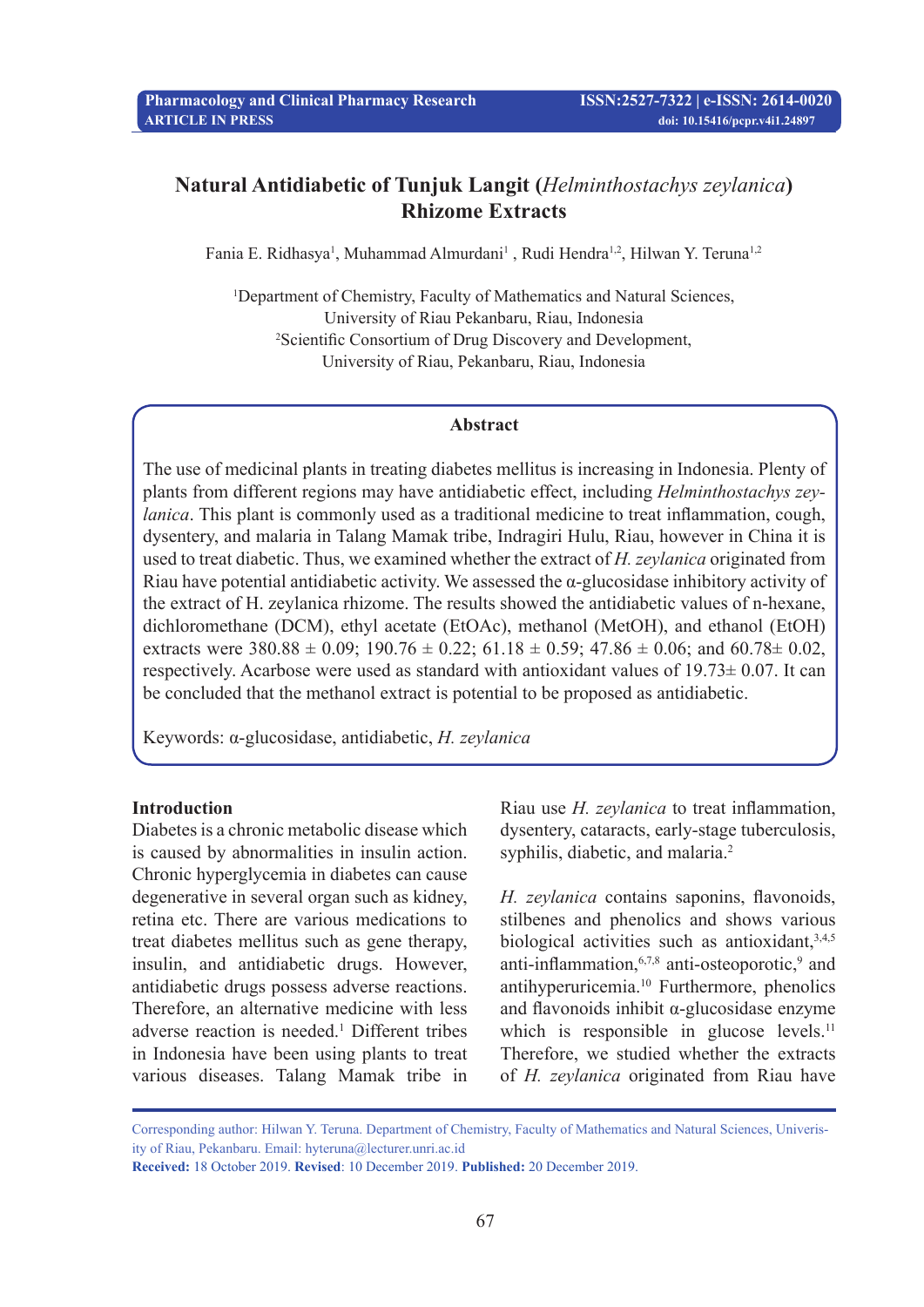# Natural Antidiabetic of Tunjuk Langit (*Helminthostachys zeylanica*) Rhizome Extracts

Fania E. Ridhasya[1], Muhammad Almurdani[1] , Rudi Hendra[1,2], Hilwan Y. Teruna[1,2]

[1]Department of Chemistry, Faculty of Mathematics and Natural Sciences, University of Riau Pekanbaru, Riau, Indonesia
[2]Scientific Consortium of Drug Discovery and Development, University of Riau, Pekanbaru, Riau, Indonesia

## Abstract

The use of medicinal plants in treating diabetes mellitus is increasing in Indonesia. Plenty of plants from different regions may have antidiabetic effect, including *Helminthostachys zeylanica*. This plant is commonly used as a traditional medicine to treat inflammation, cough, dysentery, and malaria in Talang Mamak tribe, Indragiri Hulu, Riau, however in China it is used to treat diabetic. Thus, we examined whether the extract of *H. zeylanica* originated from Riau have potential antidiabetic activity. We assessed the α-glucosidase inhibitory activity of the extract of H. zeylanica rhizome. The results showed the antidiabetic values of n-hexane, dichloromethane (DCM), ethyl acetate (EtOAc), methanol (MetOH), and ethanol (EtOH) extracts were 380.88 ± 0.09; 190.76 ± 0.22; 61.18 ± 0.59; 47.86 ± 0.06; and 60.78± 0.02, respectively. Acarbose were used as standard with antioxidant values of 19.73± 0.07. It can be concluded that the methanol extract is potential to be proposed as antidiabetic.

Keywords: α-glucosidase, antidiabetic, *H. zeylanica*

## Introduction

Diabetes is a chronic metabolic disease which is caused by abnormalities in insulin action. Chronic hyperglycemia in diabetes can cause degenerative in several organ such as kidney, retina etc. There are various medications to treat diabetes mellitus such as gene therapy, insulin, and antidiabetic drugs. However, antidiabetic drugs possess adverse reactions. Therefore, an alternative medicine with less adverse reaction is needed.[1] Different tribes in Indonesia have been using plants to treat various diseases. Talang Mamak tribe in Riau use *H. zeylanica* to treat inflammation, dysentery, cataracts, early-stage tuberculosis, syphilis, diabetic, and malaria.[2]

*H. zeylanica* contains saponins, flavonoids, stilbenes and phenolics and shows various biological activities such as antioxidant,[3,4,5] anti-inflammation,[6,7,8] anti-osteoporotic,[9] and antihyperuricemia.[10] Furthermore, phenolics and flavonoids inhibit α-glucosidase enzyme which is responsible in glucose levels.[11] Therefore, we studied whether the extracts of *H. zeylanica* originated from Riau have

Corresponding author: Hilwan Y. Teruna. Department of Chemistry, Faculty of Mathematics and Natural Sciences, University of Riau, Pekanbaru. Email: hyteruna@lecturer.unri.ac.id

**Received:** 18 October 2019. **Revised**: 10 December 2019. **Published:** 20 December 2019.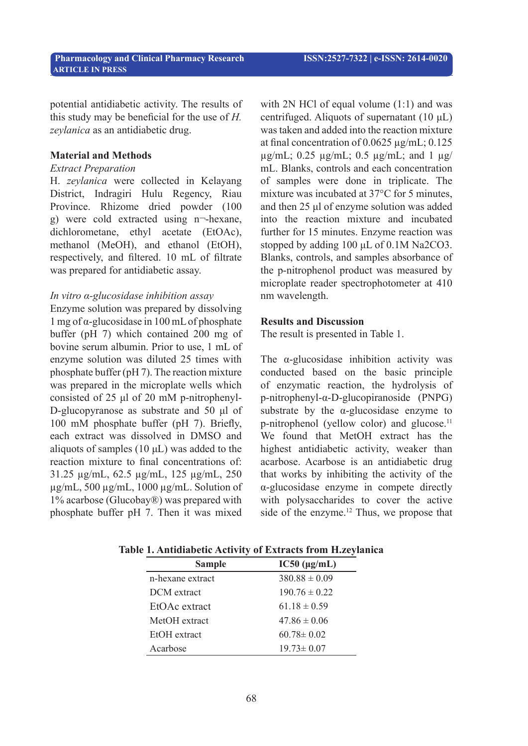potential antidiabetic activity. The results of this study may be beneficial for the use of *H. zeylanica* as an antidiabetic drug.

## Material and Methods

*Extract Preparation*

H. *zeylanica* were collected in Kelayang District, Indragiri Hulu Regency, Riau Province. Rhizome dried powder (100 g) were cold extracted using n¬-hexane, dichlorometane, ethyl acetate (EtOAc), methanol (MeOH), and ethanol (EtOH), respectively, and filtered. 10 mL of filtrate was prepared for antidiabetic assay.

*In vitro α-glucosidase inhibition assay*

Enzyme solution was prepared by dissolving 1 mg of α-glucosidase in 100 mL of phosphate buffer (pH 7) which contained 200 mg of bovine serum albumin. Prior to use, 1 mL of enzyme solution was diluted 25 times with phosphate buffer (pH 7). The reaction mixture was prepared in the microplate wells which consisted of 25 µl of 20 mM p-nitrophenyl-D-glucopyranose as substrate and 50 µl of 100 mM phosphate buffer (pH 7). Briefly, each extract was dissolved in DMSO and aliquots of samples (10 µL) was added to the reaction mixture to final concentrations of: 31.25 µg/mL, 62.5 µg/mL, 125 µg/mL, 250 µg/mL, 500 µg/mL, 1000 µg/mL. Solution of 1% acarbose (Glucobay®) was prepared with phosphate buffer pH 7. Then it was mixed with 2N HCl of equal volume (1:1) and was centrifuged. Aliquots of supernatant (10 µL) was taken and added into the reaction mixture at final concentration of 0.0625 µg/mL; 0.125 µg/mL; 0.25 µg/mL; 0.5 µg/mL; and 1 µg/mL. Blanks, controls and each concentration of samples were done in triplicate. The mixture was incubated at 37°C for 5 minutes, and then 25 µl of enzyme solution was added into the reaction mixture and incubated further for 15 minutes. Enzyme reaction was stopped by adding 100 µL of 0.1M $Na_2CO_3$. Blanks, controls, and samples absorbance of the p-nitrophenol product was measured by microplate reader spectrophotometer at 410 nm wavelength.

## Results and Discussion

The result is presented in Table 1.

The α-glucosidase inhibition activity was conducted based on the basic principle of enzymatic reaction, the hydrolysis of p-nitrophenyl-α-D-glucopiranoside (PNPG) substrate by the α-glucosidase enzyme to p-nitrophenol (yellow color) and glucose.[11] We found that MetOH extract has the highest antidiabetic activity, weaker than acarbose. Acarbose is an antidiabetic drug that works by inhibiting the activity of the α-glucosidase enzyme in compete directly with polysaccharides to cover the active side of the enzyme.[12] Thus, we propose that

**Table 1. Antidiabetic Activity of Extracts from H.zeylanica**

| Sample | IC50 (µg/mL) |
|---|---|
| n-hexane extract | 380.88 ± 0.09 |
| DCM extract | 190.76 ± 0.22 |
| EtOAc extract | 61.18 ± 0.59 |
| MetOH extract | 47.86 ± 0.06 |
| EtOH extract | 60.78± 0.02 |
| Acarbose | 19.73± 0.07 |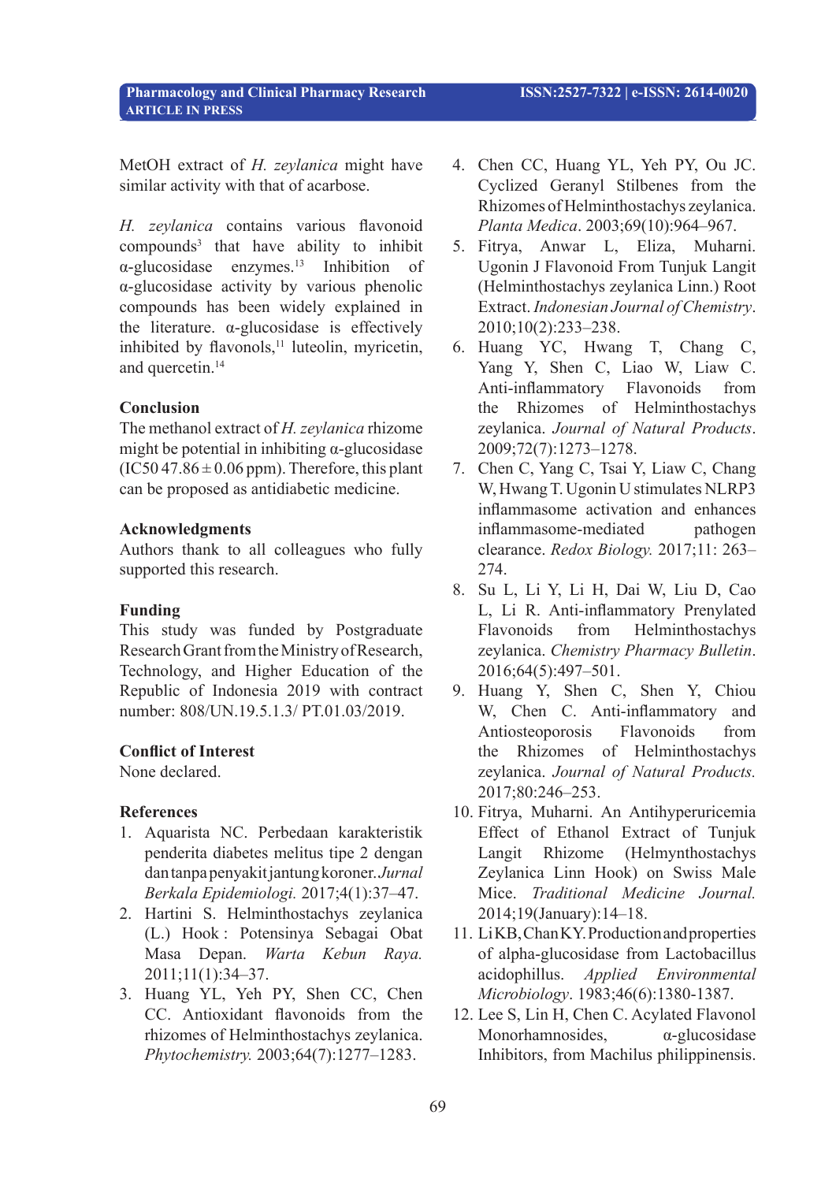MetOH extract of *H. zeylanica* might have similar activity with that of acarbose.

*H. zeylanica* contains various flavonoid compounds[3] that have ability to inhibit α-glucosidase enzymes.[13] Inhibition of α-glucosidase activity by various phenolic compounds has been widely explained in the literature. α-glucosidase is effectively inhibited by flavonols,[11] luteolin, myricetin, and quercetin.[14]

## Conclusion

The methanol extract of *H. zeylanica* rhizome might be potential in inhibiting α-glucosidase (IC50 47.86 ± 0.06 ppm). Therefore, this plant can be proposed as antidiabetic medicine.

## Acknowledgments

Authors thank to all colleagues who fully supported this research.

## Funding

This study was funded by Postgraduate Research Grant from the Ministry of Research, Technology, and Higher Education of the Republic of Indonesia 2019 with contract number: 808/UN.19.5.1.3/ PT.01.03/2019.

## Conflict of Interest

None declared.

## References

1. Aquarista NC. Perbedaan karakteristik penderita diabetes melitus tipe 2 dengan dan tanpa penyakit jantung koroner. *Jurnal Berkala Epidemiologi.* 2017;4(1):37–47.
2. Hartini S. Helminthostachys zeylanica (L.) Hook : Potensinya Sebagai Obat Masa Depan. *Warta Kebun Raya.* 2011;11(1):34–37.
3. Huang YL, Yeh PY, Shen CC, Chen CC. Antioxidant flavonoids from the rhizomes of Helminthostachys zeylanica. *Phytochemistry.* 2003;64(7):1277–1283.
4. Chen CC, Huang YL, Yeh PY, Ou JC. Cyclized Geranyl Stilbenes from the Rhizomes of Helminthostachys zeylanica. *Planta Medica*. 2003;69(10):964–967.
5. Fitrya, Anwar L, Eliza, Muharni. Ugonin J Flavonoid From Tunjuk Langit (Helminthostachys zeylanica Linn.) Root Extract. *Indonesian Journal of Chemistry*. 2010;10(2):233–238.
6. Huang YC, Hwang T, Chang C, Yang Y, Shen C, Liao W, Liaw C. Anti-inflammatory Flavonoids from the Rhizomes of Helminthostachys zeylanica. *Journal of Natural Products*. 2009;72(7):1273–1278.
7. Chen C, Yang C, Tsai Y, Liaw C, Chang W, Hwang T. Ugonin U stimulates NLRP3 inflammasome activation and enhances inflammasome-mediated pathogen clearance. *Redox Biology.* 2017;11: 263–274.
8. Su L, Li Y, Li H, Dai W, Liu D, Cao L, Li R. Anti-inflammatory Prenylated Flavonoids from Helminthostachys zeylanica. *Chemistry Pharmacy Bulletin*. 2016;64(5):497–501.
9. Huang Y, Shen C, Shen Y, Chiou W, Chen C. Anti-inflammatory and Antiosteoporosis Flavonoids from the Rhizomes of Helminthostachys zeylanica. *Journal of Natural Products.* 2017;80:246–253.
10. Fitrya, Muharni. An Antihyperuricemia Effect of Ethanol Extract of Tunjuk Langit Rhizome (Helmynthostachys Zeylanica Linn Hook) on Swiss Male Mice. *Traditional Medicine Journal.* 2014;19(January):14–18.
11. Li KB, Chan KY. Production and properties of alpha-glucosidase from Lactobacillus acidophillus. *Applied Environmental Microbiology*. 1983;46(6):1380-1387.
12. Lee S, Lin H, Chen C. Acylated Flavonol Monorhamnosides, α-glucosidase Inhibitors, from Machilus philippinensis.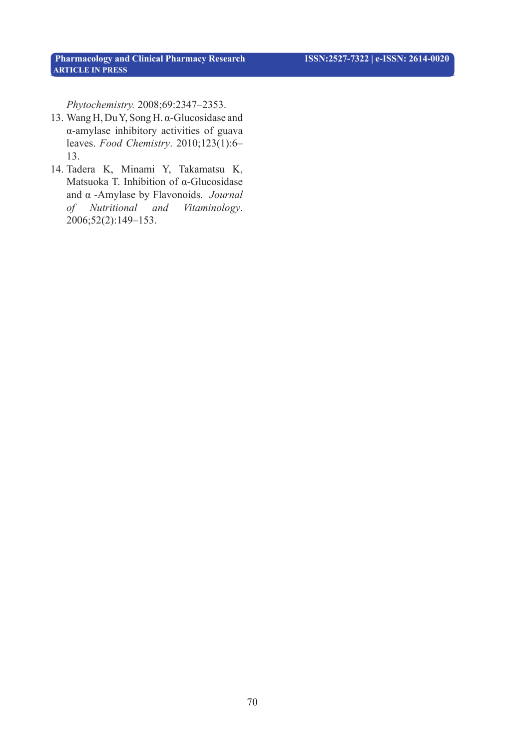*Phytochemistry.* 2008;69:2347–2353.

13. Wang H, Du Y, Song H. α-Glucosidase and α-amylase inhibitory activities of guava leaves. *Food Chemistry*. 2010;123(1):6–13.
14. Tadera K, Minami Y, Takamatsu K, Matsuoka T. Inhibition of α-Glucosidase and α -Amylase by Flavonoids. *Journal of Nutritional and Vitaminology*. 2006;52(2):149–153.